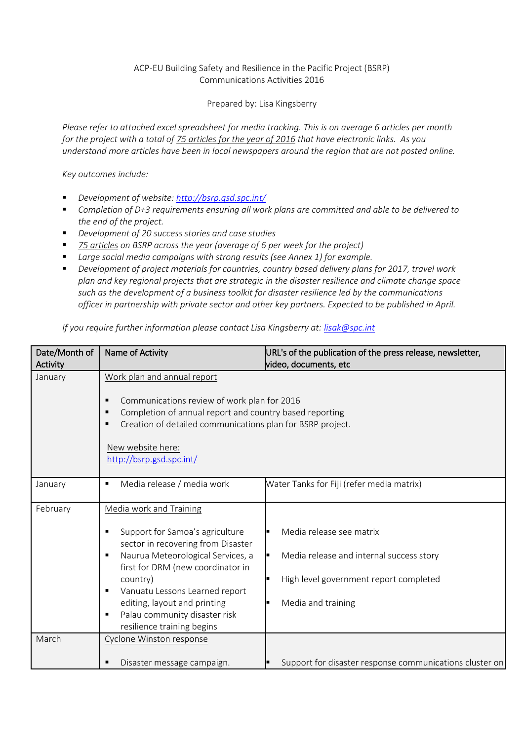ACP-EU Building Safety and Resilience in the Pacific Project (BSRP)
Communications Activities 2016

Prepared by: Lisa Kingsberry

*Please refer to attached excel spreadsheet for media tracking. This is on average 6 articles per month for the project with a total of 75 articles for the year of 2016 that have electronic links. As you understand more articles have been in local newspapers around the region that are not posted online.*

*Key outcomes include:*

- *Development of website: http://bsrp.gsd.spc.int/*
- *Completion of D+3 requirements ensuring all work plans are committed and able to be delivered to the end of the project.*
- *Development of 20 success stories and case studies*
- *75 articles on BSRP across the year (average of 6 per week for the project)*
- *Large social media campaigns with strong results (see Annex 1) for example.*
- *Development of project materials for countries, country based delivery plans for 2017, travel work plan and key regional projects that are strategic in the disaster resilience and climate change space such as the development of a business toolkit for disaster resilience led by the communications officer in partnership with private sector and other key partners. Expected to be published in April.*

*If you require further information please contact Lisa Kingsberry at: lisak@spc.int*

| Date/Month of Activity | Name of Activity | URL's of the publication of the press release, newsletter, video, documents, etc |
|---|---|---|
| January | Work plan and annual report<br><br>- Communications review of work plan for 2016<br>- Completion of annual report and country based reporting<br>- Creation of detailed communications plan for BSRP project.<br><br>New website here: http://bsrp.gsd.spc.int/ | |
| January | - Media release / media work | Water Tanks for Fiji (refer media matrix) |
| February | Media work and Training<br><br>- Support for Samoa's agriculture sector in recovering from Disaster<br>- Naurua Meteorological Services, a first for DRM (new coordinator in country)<br>- Vanuatu Lessons Learned report editing, layout and printing<br>- Palau community disaster risk resilience training begins | - Media release see matrix<br>- Media release and internal success story<br>- High level government report completed<br>- Media and training |
| March | Cyclone Winston response<br><br>- Disaster message campaign. | - Support for disaster response communications cluster on |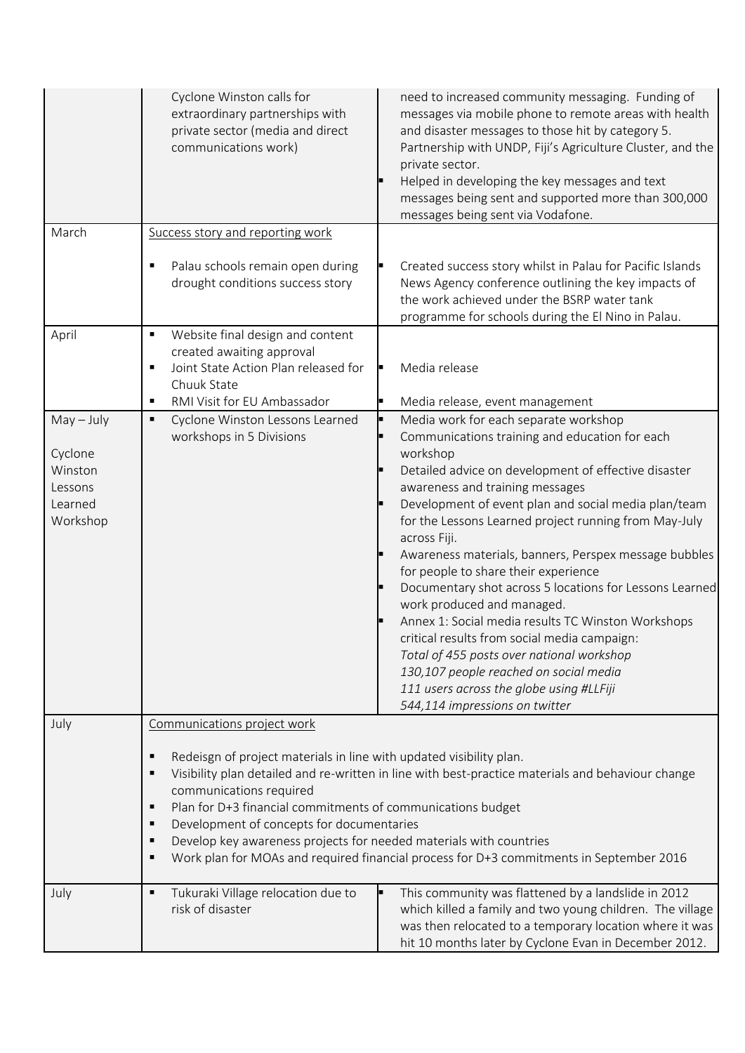| | | |
|---|---|---|
| | Cyclone Winston calls for extraordinary partnerships with private sector (media and direct communications work) | need to increased community messaging. Funding of messages via mobile phone to remote areas with health and disaster messages to those hit by category 5. Partnership with UNDP, Fiji's Agriculture Cluster, and the private sector.<br>▪ Helped in developing the key messages and text messages being sent and supported more than 300,000 messages being sent via Vodafone. |
| March | Success story and reporting work<br><br>▪ Palau schools remain open during drought conditions success story | <br><br>▪ Created success story whilst in Palau for Pacific Islands News Agency conference outlining the key impacts of the work achieved under the BSRP water tank programme for schools during the El Nino in Palau. |
| April | ▪ Website final design and content created awaiting approval<br>▪ Joint State Action Plan released for Chuuk State<br>▪ RMI Visit for EU Ambassador | <br><br>▪ Media release<br><br>▪ Media release, event management |
| May – July<br><br>Cyclone Winston Lessons Learned Workshop | ▪ Cyclone Winston Lessons Learned workshops in 5 Divisions | ▪ Media work for each separate workshop<br>▪ Communications training and education for each workshop<br>▪ Detailed advice on development of effective disaster awareness and training messages<br>▪ Development of event plan and social media plan/team for the Lessons Learned project running from May-July across Fiji.<br>▪ Awareness materials, banners, Perspex message bubbles for people to share their experience<br>▪ Documentary shot across 5 locations for Lessons Learned work produced and managed.<br>▪ Annex 1: Social media results TC Winston Workshops critical results from social media campaign:<br>*Total of 455 posts over national workshop*<br>*130,107 people reached on social media*<br>*111 users across the globe using #LLFiji*<br>*544,114 impressions on twitter* |
| July | Communications project work<br><br>▪ Redeisgn of project materials in line with updated visibility plan.<br>▪ Visibility plan detailed and re-written in line with best-practice materials and behaviour change communications required<br>▪ Plan for D+3 financial commitments of communications budget<br>▪ Development of concepts for documentaries<br>▪ Develop key awareness projects for needed materials with countries<br>▪ Work plan for MOAs and required financial process for D+3 commitments in September 2016 | |
| July | ▪ Tukuraki Village relocation due to risk of disaster | ▪ This community was flattened by a landslide in 2012 which killed a family and two young children. The village was then relocated to a temporary location where it was hit 10 months later by Cyclone Evan in December 2012. |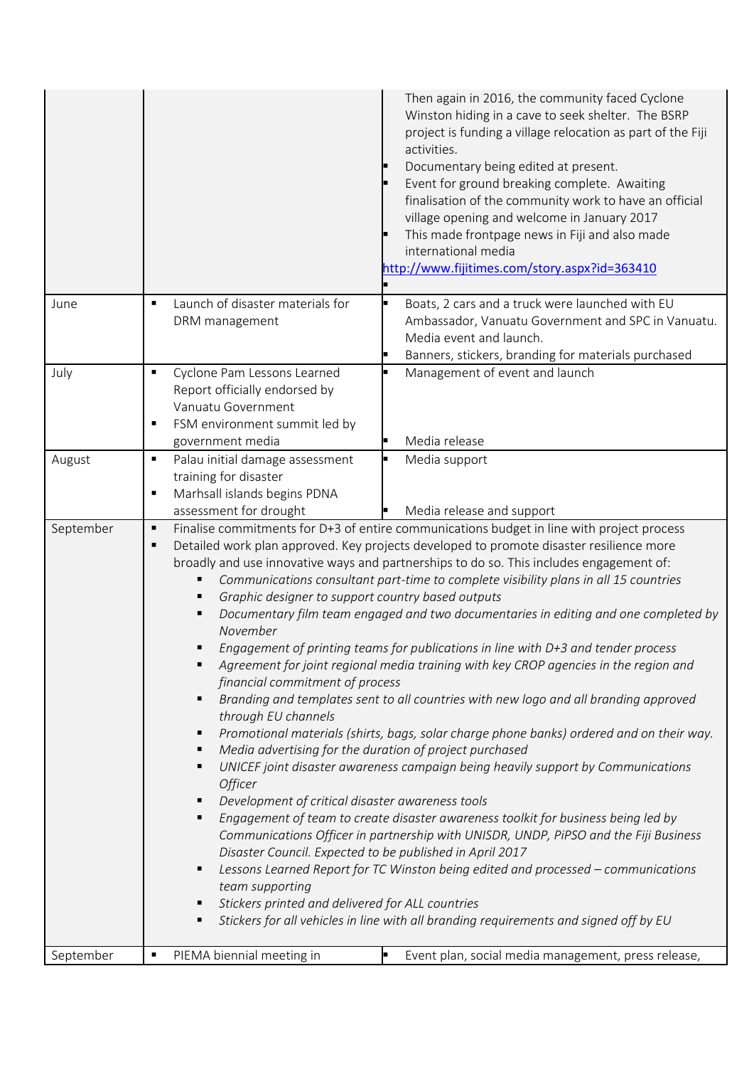| | | |
|---|---|---|
| | | Then again in 2016, the community faced Cyclone Winston hiding in a cave to seek shelter. The BSRP project is funding a village relocation as part of the Fiji activities.<br>▪ Documentary being edited at present.<br>▪ Event for ground breaking complete. Awaiting finalisation of the community work to have an official village opening and welcome in January 2017<br>▪ This made frontpage news in Fiji and also made international media<br>http://www.fijitimes.com/story.aspx?id=363410<br>▪ |
| June | ▪ Launch of disaster materials for DRM management | ▪ Boats, 2 cars and a truck were launched with EU Ambassador, Vanuatu Government and SPC in Vanuatu. Media event and launch.<br>▪ Banners, stickers, branding for materials purchased |
| July | ▪ Cyclone Pam Lessons Learned Report officially endorsed by Vanuatu Government<br>▪ FSM environment summit led by government media | ▪ Management of event and launch<br>▪ Media release |
| August | ▪ Palau initial damage assessment training for disaster<br>▪ Marhsall islands begins PDNA assessment for drought | ▪ Media support<br>▪ Media release and support |
| September | ▪ Finalise commitments for D+3 of entire communications budget in line with project process<br>▪ Detailed work plan approved. Key projects developed to promote disaster resilience more broadly and use innovative ways and partnerships to do so. This includes engagement of:<br>▪ *Communications consultant part-time to complete visibility plans in all 15 countries*<br>▪ *Graphic designer to support country based outputs*<br>▪ *Documentary film team engaged and two documentaries in editing and one completed by November*<br>▪ *Engagement of printing teams for publications in line with D+3 and tender process*<br>▪ *Agreement for joint regional media training with key CROP agencies in the region and financial commitment of process*<br>▪ *Branding and templates sent to all countries with new logo and all branding approved through EU channels*<br>▪ *Promotional materials (shirts, bags, solar charge phone banks) ordered and on their way.*<br>▪ *Media advertising for the duration of project purchased*<br>▪ *UNICEF joint disaster awareness campaign being heavily support by Communications Officer*<br>▪ *Development of critical disaster awareness tools*<br>▪ *Engagement of team to create disaster awareness toolkit for business being led by Communications Officer in partnership with UNISDR, UNDP, PiPSO and the Fiji Business Disaster Council. Expected to be published in April 2017*<br>▪ *Lessons Learned Report for TC Winston being edited and processed – communications team supporting*<br>▪ *Stickers printed and delivered for ALL countries*<br>▪ *Stickers for all vehicles in line with all branding requirements and signed off by EU* | |
| September | ▪ PIEMA biennial meeting in | ▪ Event plan, social media management, press release, |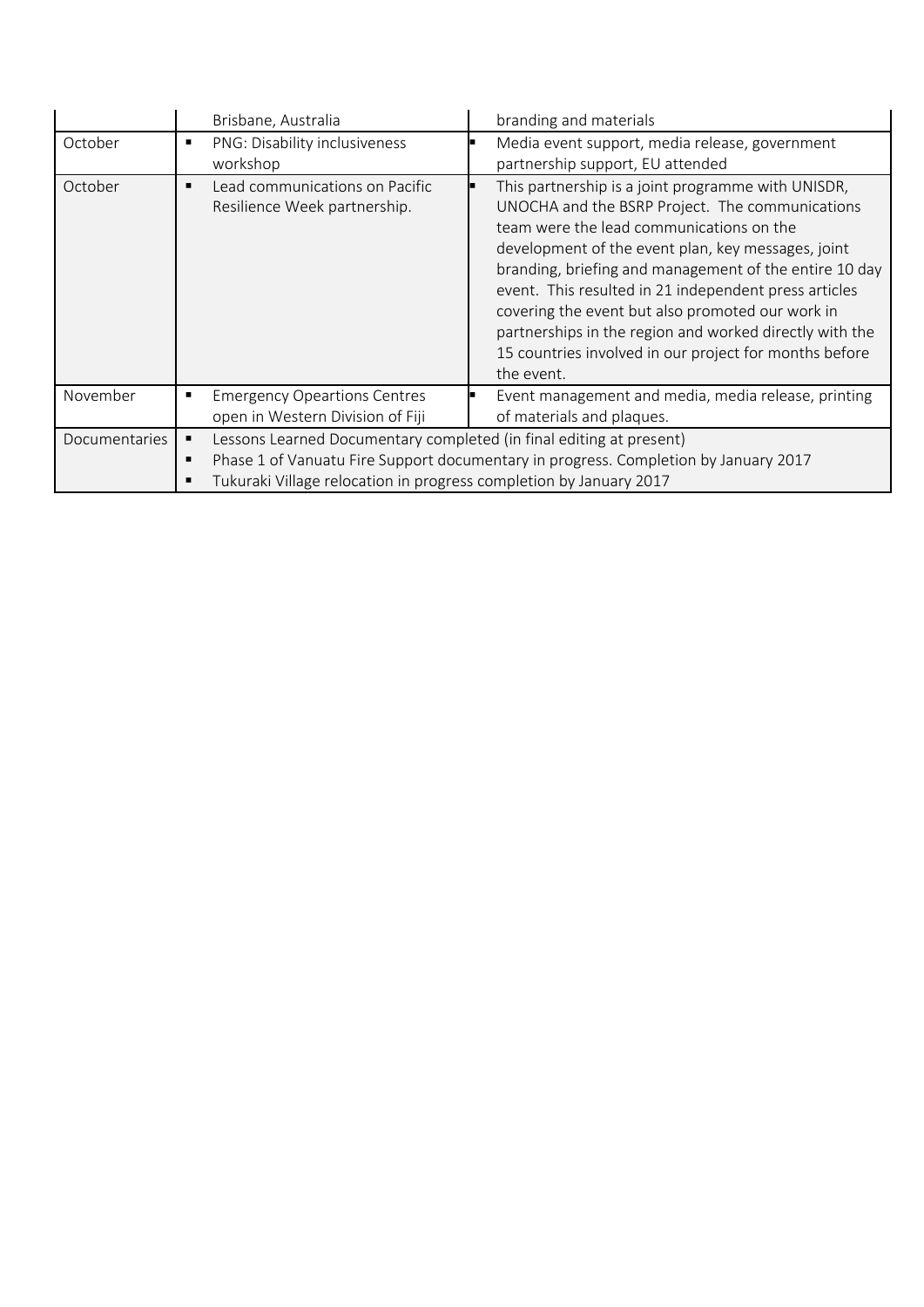| | | |
|---|---|---|
| | Brisbane, Australia | branding and materials |
| October | ▪ PNG: Disability inclusiveness workshop | ▪ Media event support, media release, government partnership support, EU attended |
| October | ▪ Lead communications on Pacific Resilience Week partnership. | ▪ This partnership is a joint programme with UNISDR, UNOCHA and the BSRP Project. The communications team were the lead communications on the development of the event plan, key messages, joint branding, briefing and management of the entire 10 day event. This resulted in 21 independent press articles covering the event but also promoted our work in partnerships in the region and worked directly with the 15 countries involved in our project for months before the event. |
| November | ▪ Emergency Opeartions Centres open in Western Division of Fiji | ▪ Event management and media, media release, printing of materials and plaques. |
| Documentaries | ▪ Lessons Learned Documentary completed (in final editing at present)<br>▪ Phase 1 of Vanuatu Fire Support documentary in progress. Completion by January 2017<br>▪ Tukuraki Village relocation in progress completion by January 2017 | |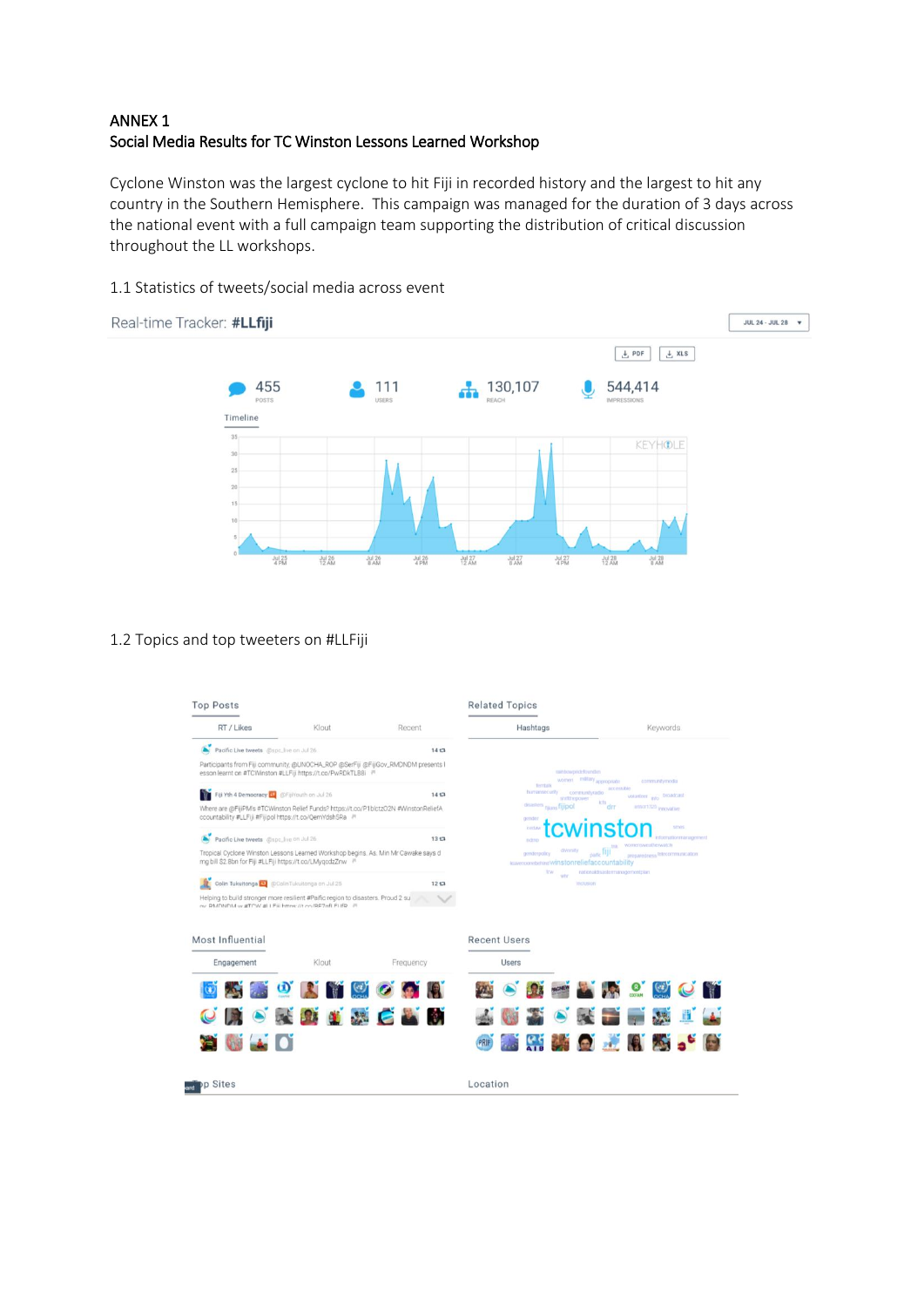ANNEX 1

Social Media Results for TC Winston Lessons Learned Workshop

Cyclone Winston was the largest cyclone to hit Fiji in recorded history and the largest to hit any country in the Southern Hemisphere. This campaign was managed for the duration of 3 days across the national event with a full campaign team supporting the distribution of critical discussion throughout the LL workshops.

1.1 Statistics of tweets/social media across event

Real-time Tracker: **#LLfiji**

JUL 24 - JUL 28

| 455 | 111 | 130,107 | 544,414 |
|---|---|---|---|
| POSTS | USERS | REACH | IMPRESSIONS |

Timeline

1.2 Topics and top tweeters on #LLFiji

**Top Posts**

RT / Likes | Klout | Recent

Pacific Live tweets @spc_live on Jul 26 — 14
Participants from Fiji community, @UNOCHA_ROP @SerFiji @FijiGov_RMDNDM presents lesson learnt on #TCWinston #LLFiji https://t.co/PwRDKTLB8I

Fiji Yth 4 Democracy @FijiYouth on Jul 26 — 14
Where are @FijiPM's #TCWinston Relief Funds? https://t.co/P1bIctzO2N #WinstonRelief Accountability #LLFiji #Fijipol https://t.co/QemYdsh5Ra

Pacific Live tweets @spc_live on Jul 26 — 13
Tropical Cyclone Winston Lessons Learned Workshop begins. As Min Mr Cawake says d mg bill $2.8bn for Fiji #LLFiji https://t.co/LMyqodzZnw

Colin Tukuitonga @ColinTukuitonga on Jul 26 — 12
Helping to build stronger more resilient #Pacific region to disasters. Proud 2 su

**Related Topics**

Hashtags | Keywords

**Most Influential**

Engagement | Klout | Frequency

**Recent Users**

Users

Top Sites

Location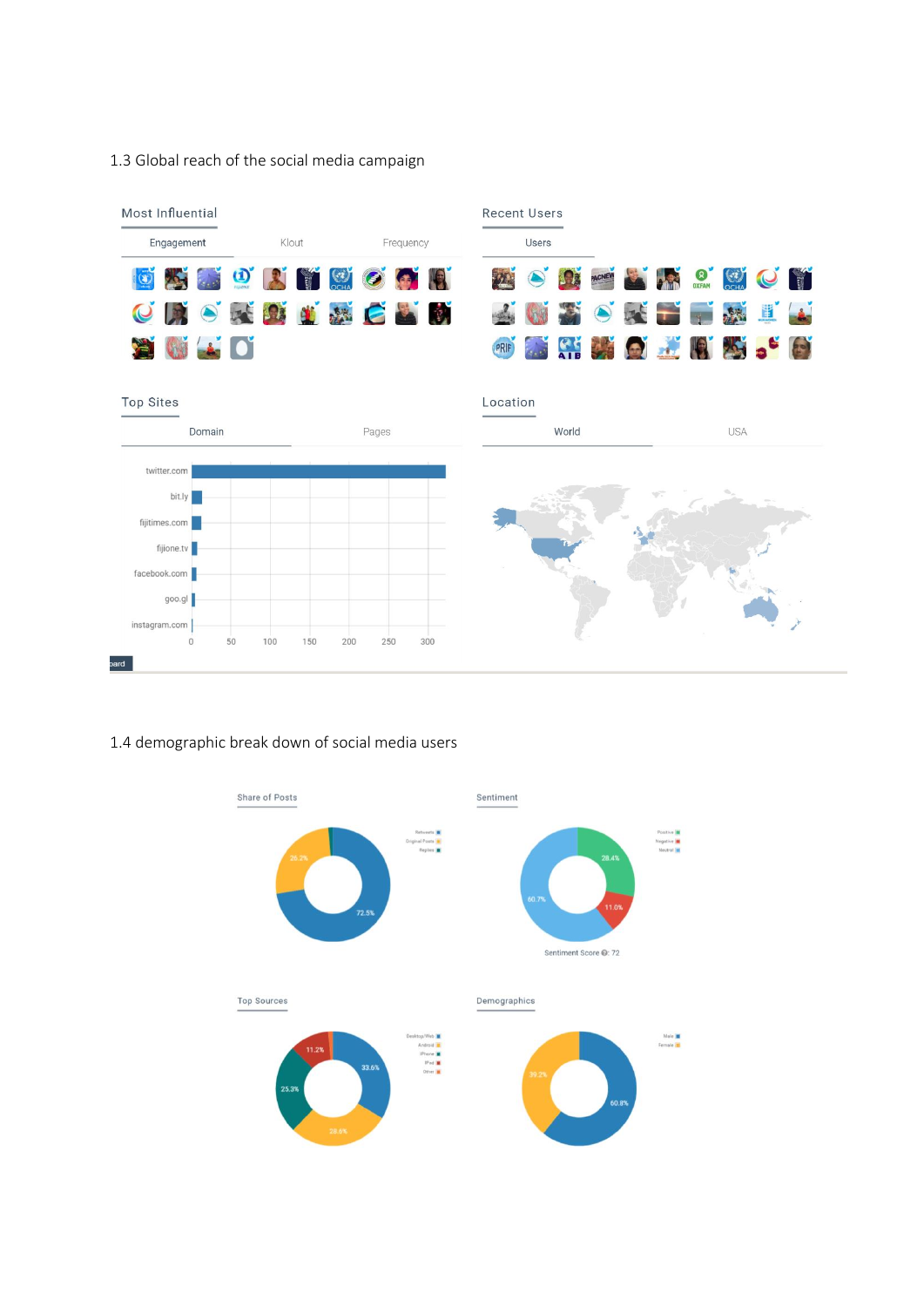1.3 Global reach of the social media campaign

Most Influential

Engagement Klout Frequency

Recent Users

Users

Top Sites

Domain Pages

twitter.com
bit.ly
fijitimes.com
fijione.tv
facebook.com
goo.gl
instagram.com

0 50 100 150 200 250 300

Location

World USA

1.4 demographic break down of social media users

Share of Posts

Retweets
Original Posts
Replies

26.2%
72.5%

Sentiment

Positive
Negative
Neutral

28.4%
11.0%
60.7%

Sentiment Score: 72

Top Sources

Desktop/Web
Android
iPhone
iPad
Other

11.2%
33.6%
25.3%
28.6%

Demographics

Male
Female

39.2%
60.8%